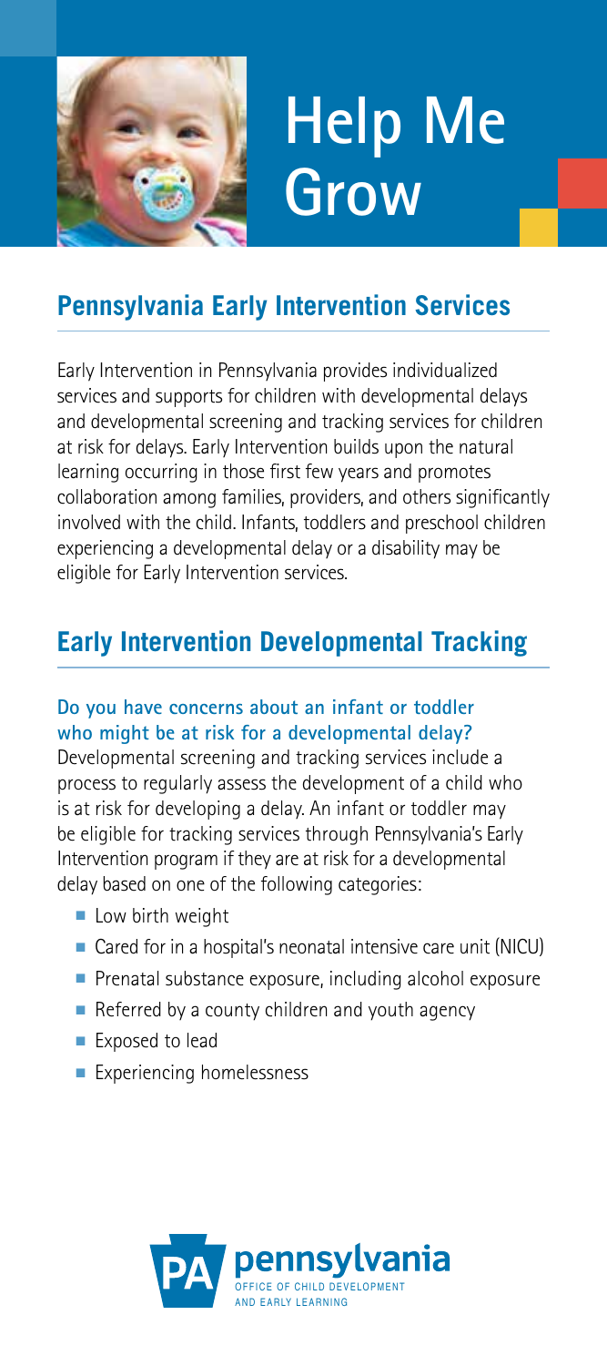# Help Me Grow

## Pennsylvania Early Intervention Services

Early Intervention in Pennsylvania provides individualized services and supports for children with developmental delays and developmental screening and tracking services for children at risk for delays. Early Intervention builds upon the natural learning occurring in those first few years and promotes collaboration among families, providers, and others significantly involved with the child. Infants, toddlers and preschool children experiencing a developmental delay or a disability may be eligible for Early Intervention services.

## Early Intervention Developmental Tracking

**Do you have concerns about an infant or toddler who might be at risk for a developmental delay?**
Developmental screening and tracking services include a process to regularly assess the development of a child who is at risk for developing a delay. An infant or toddler may be eligible for tracking services through Pennsylvania's Early Intervention program if they are at risk for a developmental delay based on one of the following categories:

- Low birth weight
- Cared for in a hospital's neonatal intensive care unit (NICU)
- Prenatal substance exposure, including alcohol exposure
- Referred by a county children and youth agency
- Exposed to lead
- Experiencing homelessness

PA pennsylvania
OFFICE OF CHILD DEVELOPMENT AND EARLY LEARNING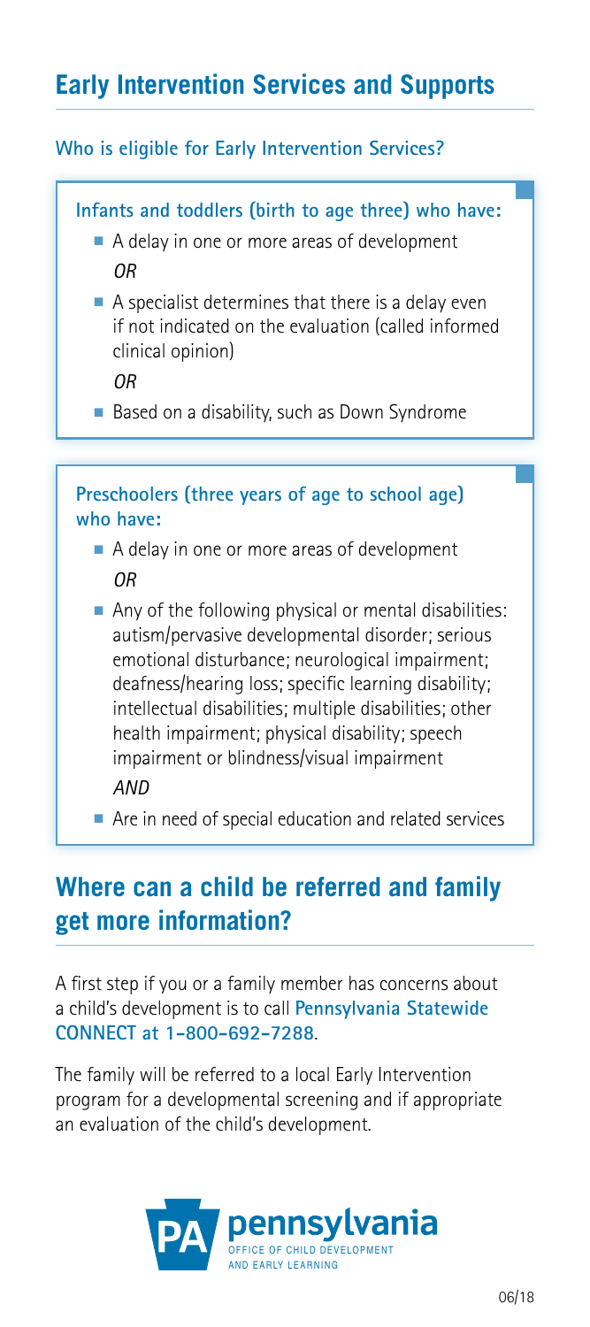## Early Intervention Services and Supports

**Who is eligible for Early Intervention Services?**

**Infants and toddlers (birth to age three) who have:**

- A delay in one or more areas of development
  *OR*
- A specialist determines that there is a delay even if not indicated on the evaluation (called informed clinical opinion)
  *OR*
- Based on a disability, such as Down Syndrome

**Preschoolers (three years of age to school age) who have:**

- A delay in one or more areas of development
  *OR*
- Any of the following physical or mental disabilities: autism/pervasive developmental disorder; serious emotional disturbance; neurological impairment; deafness/hearing loss; specific learning disability; intellectual disabilities; multiple disabilities; other health impairment; physical disability; speech impairment or blindness/visual impairment
  *AND*
- Are in need of special education and related services

## Where can a child be referred and family get more information?

A first step if you or a family member has concerns about a child's development is to call **Pennsylvania Statewide CONNECT at 1-800-692-7288**.

The family will be referred to a local Early Intervention program for a developmental screening and if appropriate an evaluation of the child's development.

PA pennsylvania
OFFICE OF CHILD DEVELOPMENT AND EARLY LEARNING

06/18